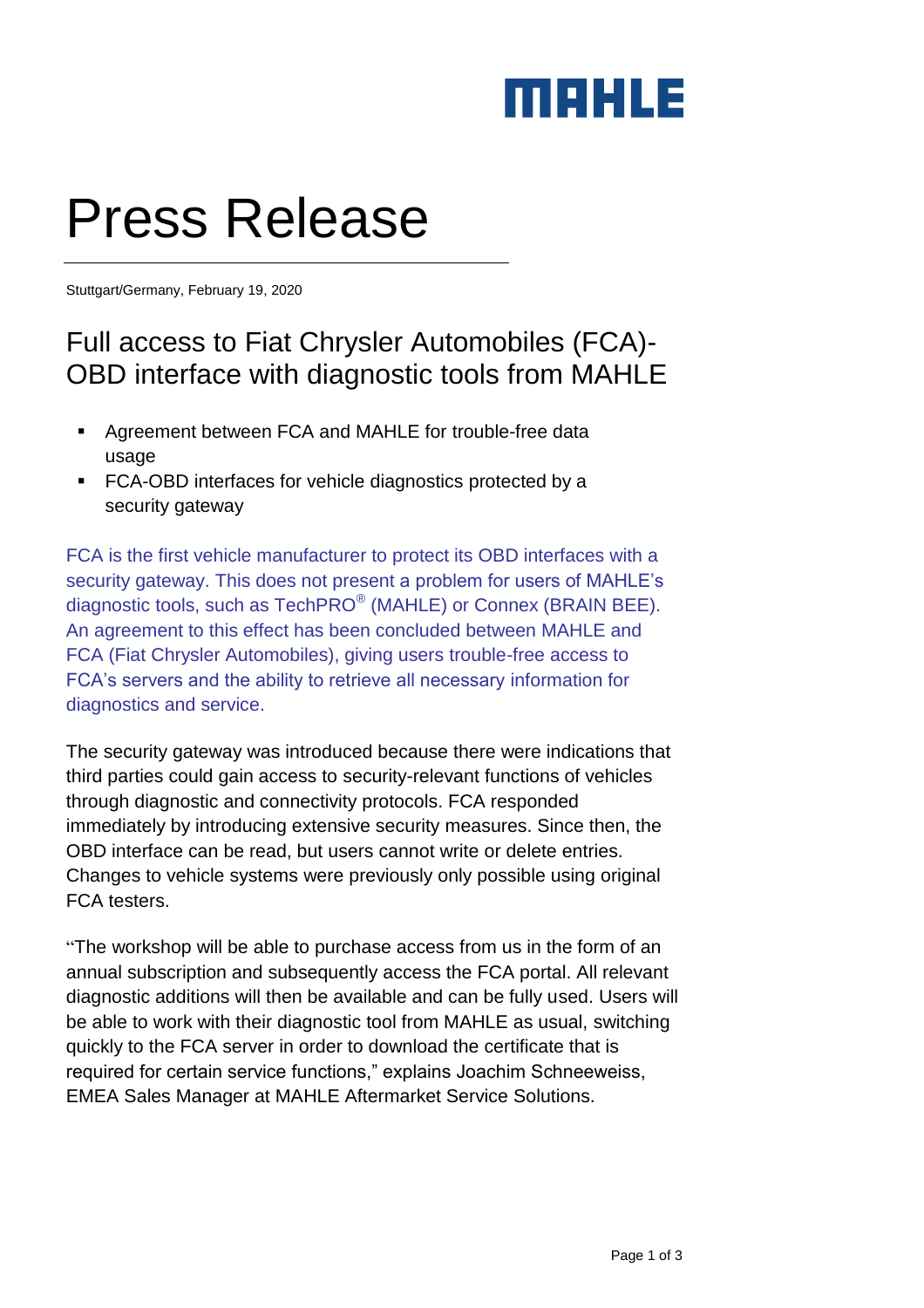MAHLE

# Press Release

Stuttgart/Germany, February 19, 2020

## Full access to Fiat Chrysler Automobiles (FCA)-OBD interface with diagnostic tools from MAHLE

- Agreement between FCA and MAHLE for trouble-free data usage
- FCA-OBD interfaces for vehicle diagnostics protected by a security gateway

FCA is the first vehicle manufacturer to protect its OBD interfaces with a security gateway. This does not present a problem for users of MAHLE's diagnostic tools, such as TechPRO® (MAHLE) or Connex (BRAIN BEE). An agreement to this effect has been concluded between MAHLE and FCA (Fiat Chrysler Automobiles), giving users trouble-free access to FCA's servers and the ability to retrieve all necessary information for diagnostics and service.

The security gateway was introduced because there were indications that third parties could gain access to security-relevant functions of vehicles through diagnostic and connectivity protocols. FCA responded immediately by introducing extensive security measures. Since then, the OBD interface can be read, but users cannot write or delete entries. Changes to vehicle systems were previously only possible using original FCA testers.

"The workshop will be able to purchase access from us in the form of an annual subscription and subsequently access the FCA portal. All relevant diagnostic additions will then be available and can be fully used. Users will be able to work with their diagnostic tool from MAHLE as usual, switching quickly to the FCA server in order to download the certificate that is required for certain service functions," explains Joachim Schneeweiss, EMEA Sales Manager at MAHLE Aftermarket Service Solutions.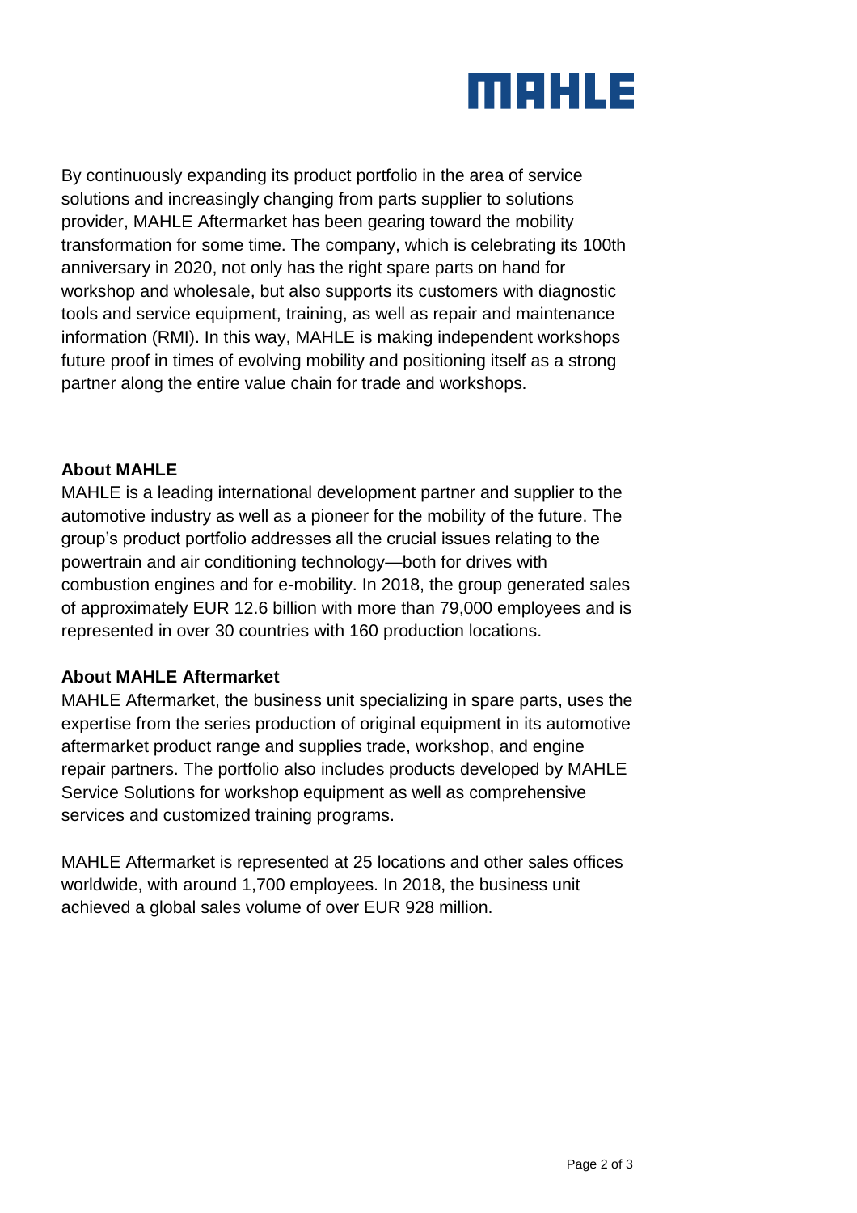By continuously expanding its product portfolio in the area of service solutions and increasingly changing from parts supplier to solutions provider, MAHLE Aftermarket has been gearing toward the mobility transformation for some time. The company, which is celebrating its 100th anniversary in 2020, not only has the right spare parts on hand for workshop and wholesale, but also supports its customers with diagnostic tools and service equipment, training, as well as repair and maintenance information (RMI). In this way, MAHLE is making independent workshops future proof in times of evolving mobility and positioning itself as a strong partner along the entire value chain for trade and workshops.

**About MAHLE**

MAHLE is a leading international development partner and supplier to the automotive industry as well as a pioneer for the mobility of the future. The group's product portfolio addresses all the crucial issues relating to the powertrain and air conditioning technology—both for drives with combustion engines and for e-mobility. In 2018, the group generated sales of approximately EUR 12.6 billion with more than 79,000 employees and is represented in over 30 countries with 160 production locations.

**About MAHLE Aftermarket**

MAHLE Aftermarket, the business unit specializing in spare parts, uses the expertise from the series production of original equipment in its automotive aftermarket product range and supplies trade, workshop, and engine repair partners. The portfolio also includes products developed by MAHLE Service Solutions for workshop equipment as well as comprehensive services and customized training programs.

MAHLE Aftermarket is represented at 25 locations and other sales offices worldwide, with around 1,700 employees. In 2018, the business unit achieved a global sales volume of over EUR 928 million.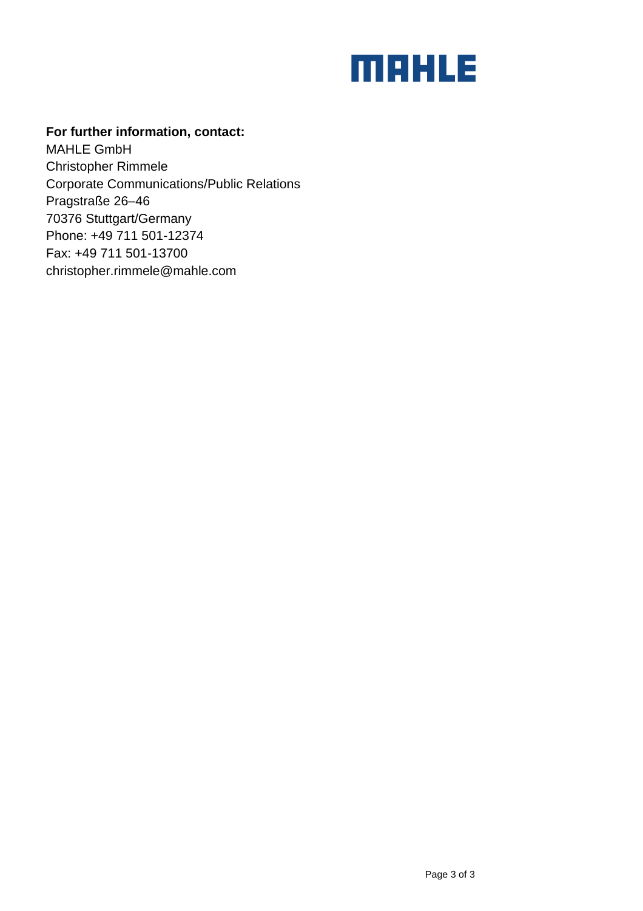**For further information, contact:**
MAHLE GmbH
Christopher Rimmele
Corporate Communications/Public Relations
Pragstraße 26–46
70376 Stuttgart/Germany
Phone: +49 711 501-12374
Fax: +49 711 501-13700
christopher.rimmele@mahle.com